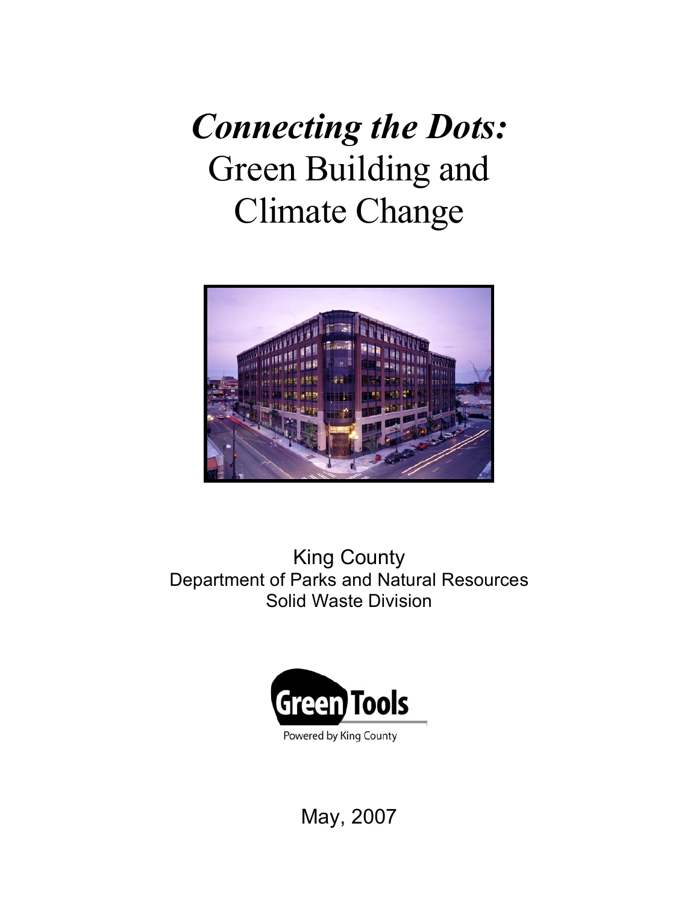# *Connecting the Dots:* Green Building and Climate Change

King County
Department of Parks and Natural Resources
Solid Waste Division

Green Tools
Powered by King County

May, 2007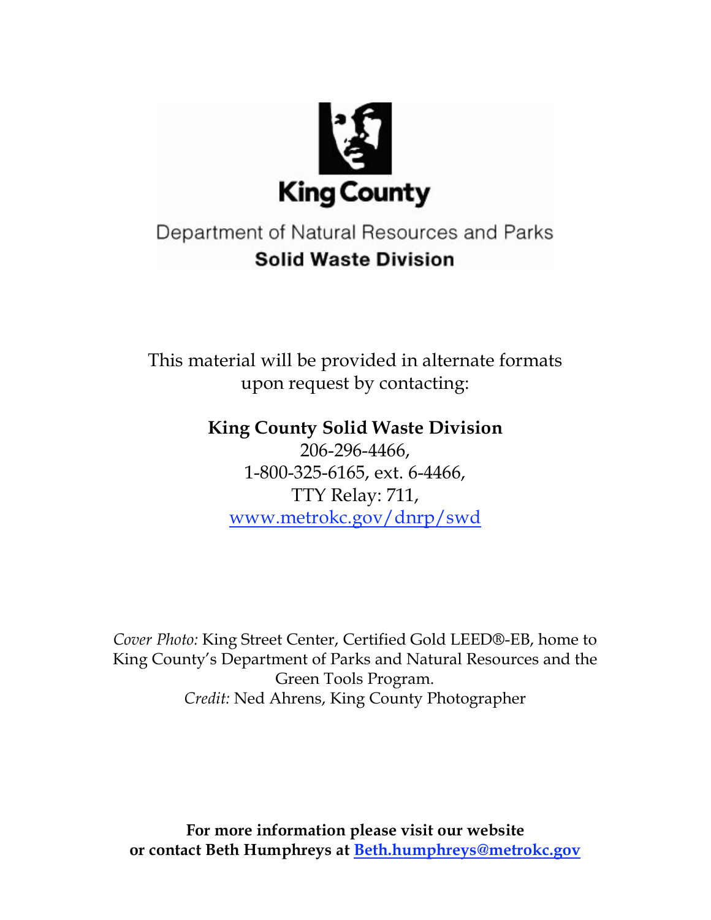King County

Department of Natural Resources and Parks
**Solid Waste Division**

This material will be provided in alternate formats upon request by contacting:

**King County Solid Waste Division**
206-296-4466,
1-800-325-6165, ext. 6-4466,
TTY Relay: 711,
www.metrokc.gov/dnrp/swd

*Cover Photo:* King Street Center, Certified Gold LEED®-EB, home to King County's Department of Parks and Natural Resources and the Green Tools Program.
*Credit:* Ned Ahrens, King County Photographer

**For more information please visit our website or contact Beth Humphreys at Beth.humphreys@metrokc.gov**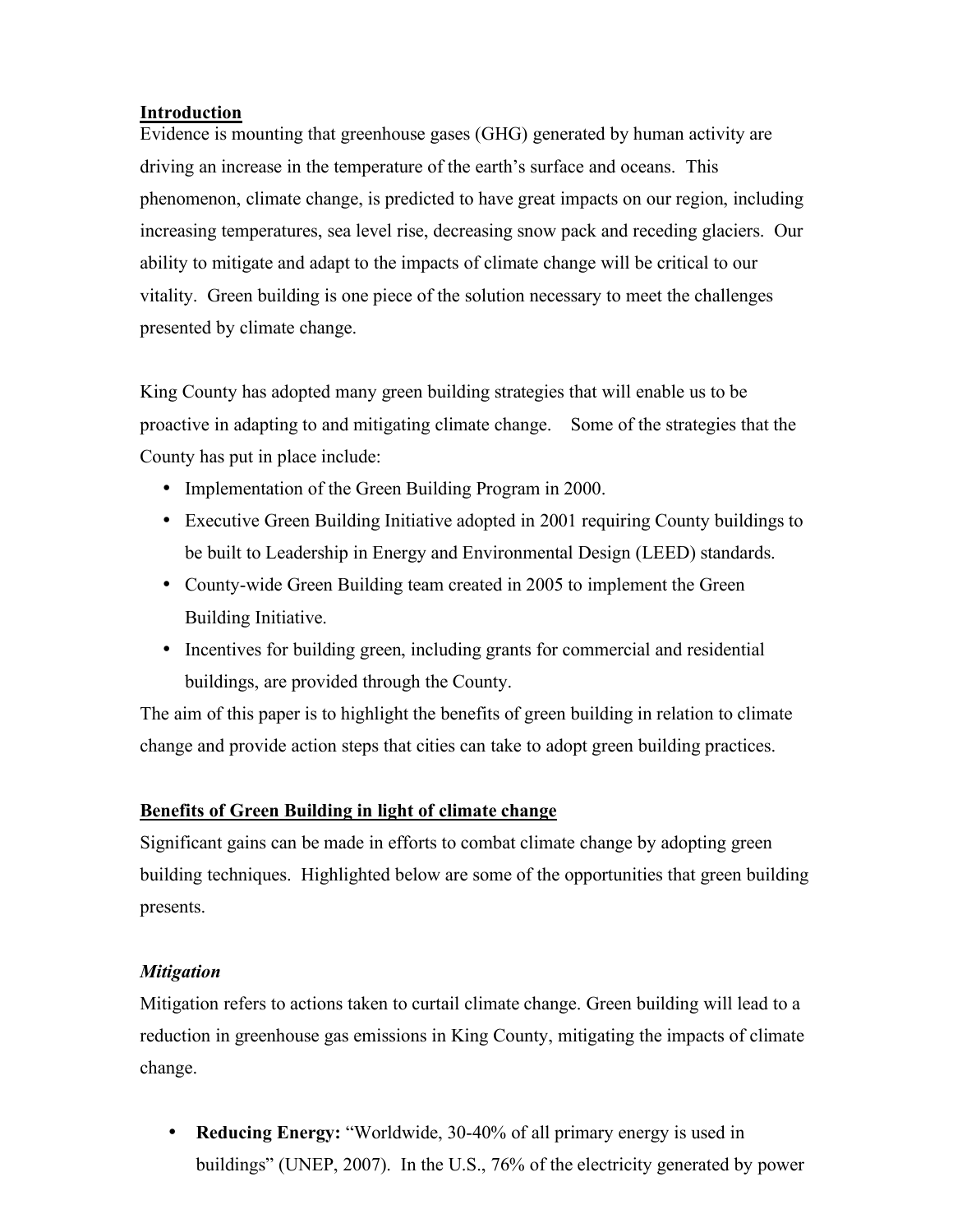## Introduction

Evidence is mounting that greenhouse gases (GHG) generated by human activity are driving an increase in the temperature of the earth's surface and oceans. This phenomenon, climate change, is predicted to have great impacts on our region, including increasing temperatures, sea level rise, decreasing snow pack and receding glaciers. Our ability to mitigate and adapt to the impacts of climate change will be critical to our vitality. Green building is one piece of the solution necessary to meet the challenges presented by climate change.

King County has adopted many green building strategies that will enable us to be proactive in adapting to and mitigating climate change. Some of the strategies that the County has put in place include:

- Implementation of the Green Building Program in 2000.
- Executive Green Building Initiative adopted in 2001 requiring County buildings to be built to Leadership in Energy and Environmental Design (LEED) standards.
- County-wide Green Building team created in 2005 to implement the Green Building Initiative.
- Incentives for building green, including grants for commercial and residential buildings, are provided through the County.

The aim of this paper is to highlight the benefits of green building in relation to climate change and provide action steps that cities can take to adopt green building practices.

## Benefits of Green Building in light of climate change

Significant gains can be made in efforts to combat climate change by adopting green building techniques. Highlighted below are some of the opportunities that green building presents.

### *Mitigation*

Mitigation refers to actions taken to curtail climate change. Green building will lead to a reduction in greenhouse gas emissions in King County, mitigating the impacts of climate change.

- **Reducing Energy:** "Worldwide, 30-40% of all primary energy is used in buildings" (UNEP, 2007). In the U.S., 76% of the electricity generated by power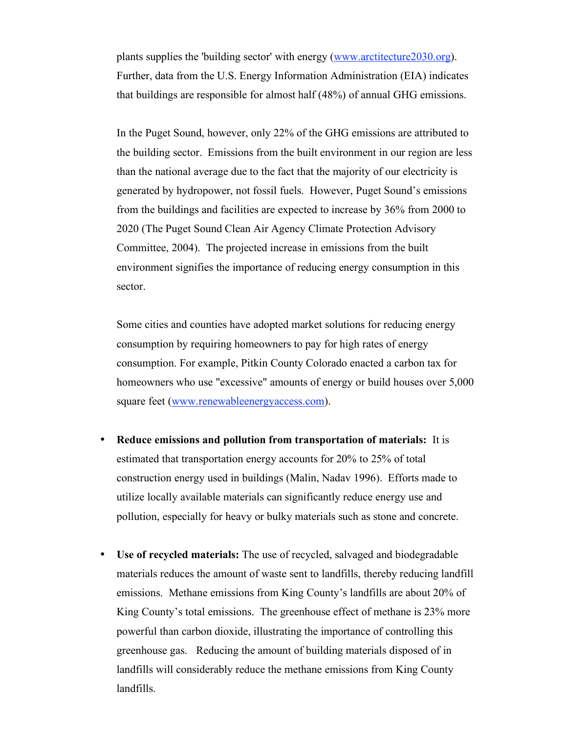plants supplies the 'building sector' with energy (www.arctitecture2030.org). Further, data from the U.S. Energy Information Administration (EIA) indicates that buildings are responsible for almost half (48%) of annual GHG emissions.

In the Puget Sound, however, only 22% of the GHG emissions are attributed to the building sector. Emissions from the built environment in our region are less than the national average due to the fact that the majority of our electricity is generated by hydropower, not fossil fuels. However, Puget Sound's emissions from the buildings and facilities are expected to increase by 36% from 2000 to 2020 (The Puget Sound Clean Air Agency Climate Protection Advisory Committee, 2004). The projected increase in emissions from the built environment signifies the importance of reducing energy consumption in this sector.

Some cities and counties have adopted market solutions for reducing energy consumption by requiring homeowners to pay for high rates of energy consumption. For example, Pitkin County Colorado enacted a carbon tax for homeowners who use "excessive" amounts of energy or build houses over 5,000 square feet (www.renewableenergyaccess.com).

- **Reduce emissions and pollution from transportation of materials:** It is estimated that transportation energy accounts for 20% to 25% of total construction energy used in buildings (Malin, Nadav 1996). Efforts made to utilize locally available materials can significantly reduce energy use and pollution, especially for heavy or bulky materials such as stone and concrete.

- **Use of recycled materials:** The use of recycled, salvaged and biodegradable materials reduces the amount of waste sent to landfills, thereby reducing landfill emissions. Methane emissions from King County's landfills are about 20% of King County's total emissions. The greenhouse effect of methane is 23% more powerful than carbon dioxide, illustrating the importance of controlling this greenhouse gas. Reducing the amount of building materials disposed of in landfills will considerably reduce the methane emissions from King County landfills.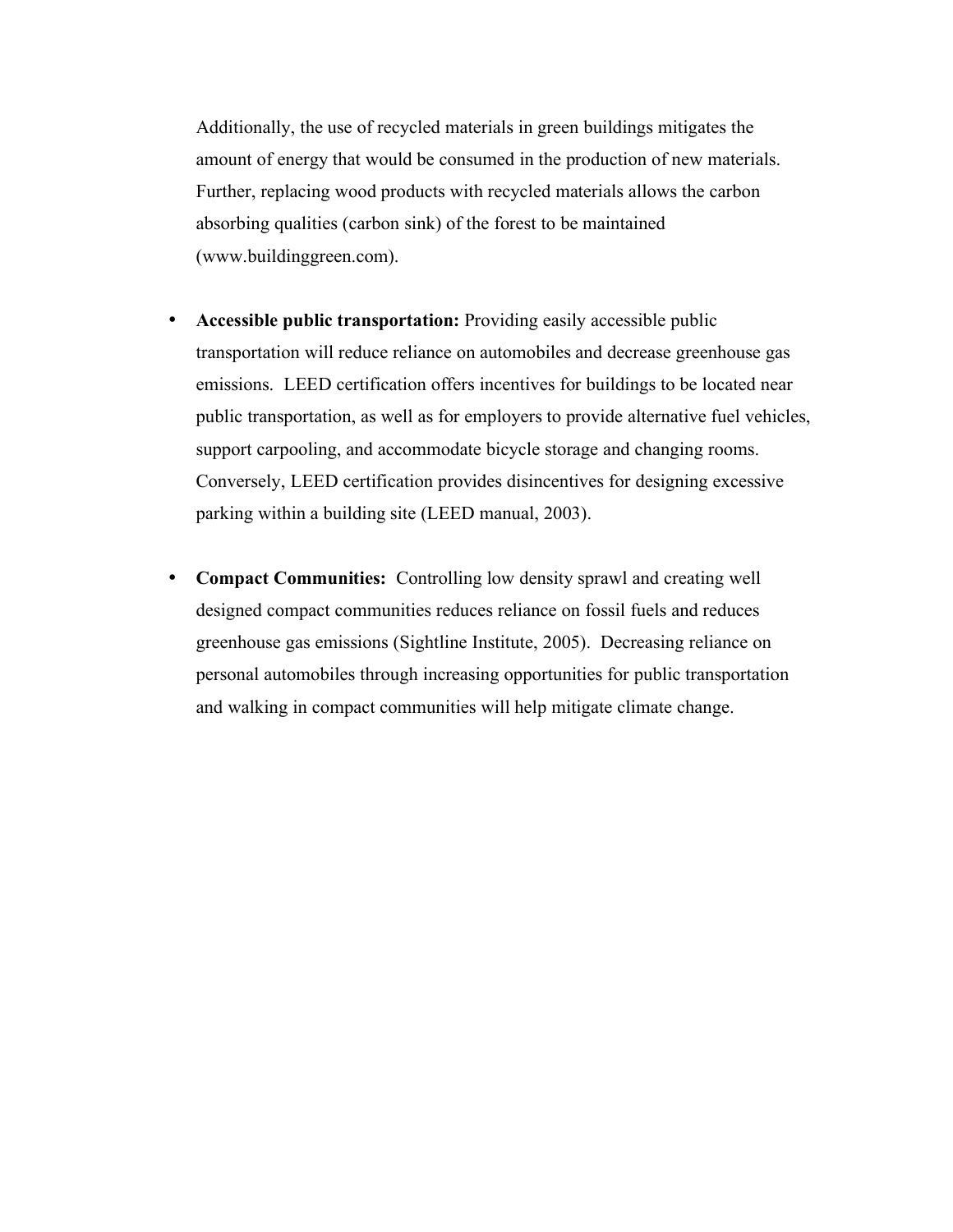Additionally, the use of recycled materials in green buildings mitigates the amount of energy that would be consumed in the production of new materials. Further, replacing wood products with recycled materials allows the carbon absorbing qualities (carbon sink) of the forest to be maintained (www.buildinggreen.com).

- **Accessible public transportation:** Providing easily accessible public transportation will reduce reliance on automobiles and decrease greenhouse gas emissions. LEED certification offers incentives for buildings to be located near public transportation, as well as for employers to provide alternative fuel vehicles, support carpooling, and accommodate bicycle storage and changing rooms. Conversely, LEED certification provides disincentives for designing excessive parking within a building site (LEED manual, 2003).

- **Compact Communities:** Controlling low density sprawl and creating well designed compact communities reduces reliance on fossil fuels and reduces greenhouse gas emissions (Sightline Institute, 2005). Decreasing reliance on personal automobiles through increasing opportunities for public transportation and walking in compact communities will help mitigate climate change.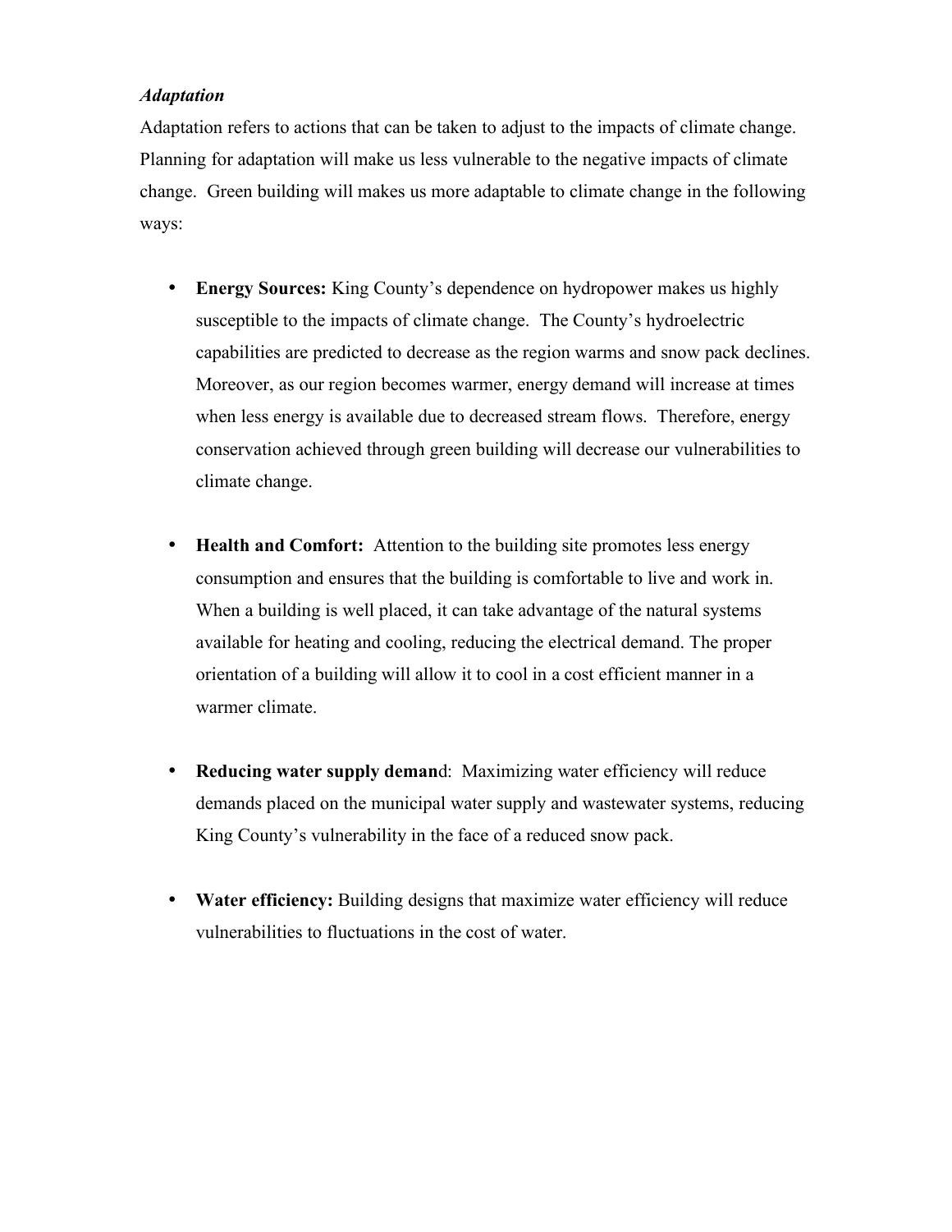*Adaptation*

Adaptation refers to actions that can be taken to adjust to the impacts of climate change. Planning for adaptation will make us less vulnerable to the negative impacts of climate change. Green building will makes us more adaptable to climate change in the following ways:

- **Energy Sources:** King County's dependence on hydropower makes us highly susceptible to the impacts of climate change. The County's hydroelectric capabilities are predicted to decrease as the region warms and snow pack declines. Moreover, as our region becomes warmer, energy demand will increase at times when less energy is available due to decreased stream flows. Therefore, energy conservation achieved through green building will decrease our vulnerabilities to climate change.

- **Health and Comfort:** Attention to the building site promotes less energy consumption and ensures that the building is comfortable to live and work in. When a building is well placed, it can take advantage of the natural systems available for heating and cooling, reducing the electrical demand. The proper orientation of a building will allow it to cool in a cost efficient manner in a warmer climate.

- **Reducing water supply deman**d: Maximizing water efficiency will reduce demands placed on the municipal water supply and wastewater systems, reducing King County's vulnerability in the face of a reduced snow pack.

- **Water efficiency:** Building designs that maximize water efficiency will reduce vulnerabilities to fluctuations in the cost of water.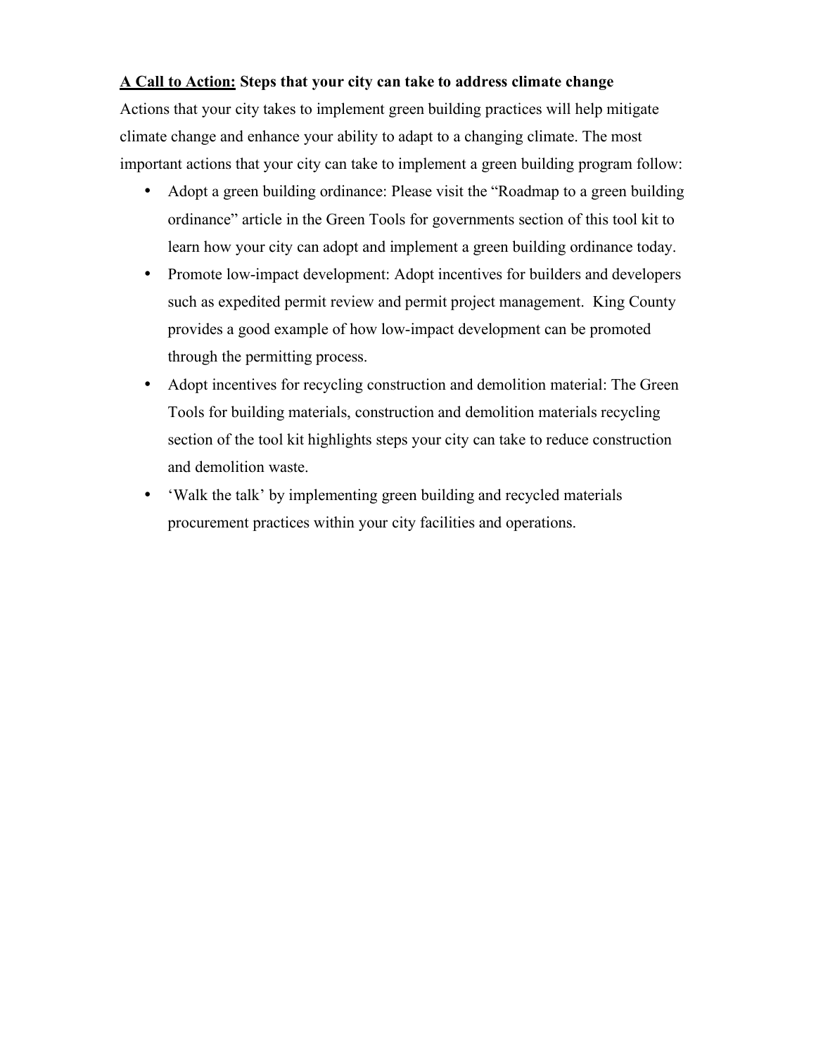**<u>A Call to Action:</u> Steps that your city can take to address climate change**

Actions that your city takes to implement green building practices will help mitigate climate change and enhance your ability to adapt to a changing climate. The most important actions that your city can take to implement a green building program follow:

- Adopt a green building ordinance: Please visit the "Roadmap to a green building ordinance" article in the Green Tools for governments section of this tool kit to learn how your city can adopt and implement a green building ordinance today.
- Promote low-impact development: Adopt incentives for builders and developers such as expedited permit review and permit project management. King County provides a good example of how low-impact development can be promoted through the permitting process.
- Adopt incentives for recycling construction and demolition material: The Green Tools for building materials, construction and demolition materials recycling section of the tool kit highlights steps your city can take to reduce construction and demolition waste.
- 'Walk the talk' by implementing green building and recycled materials procurement practices within your city facilities and operations.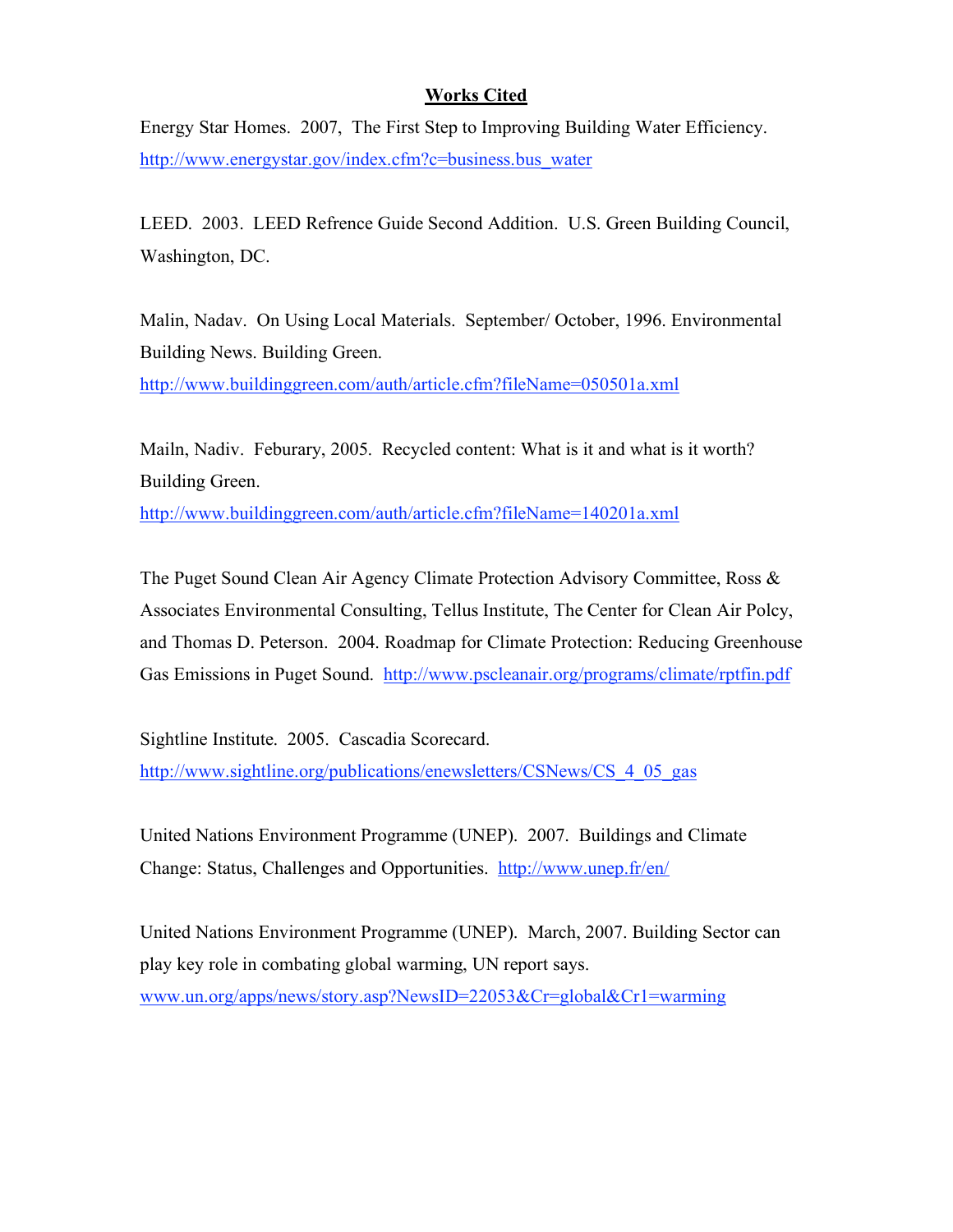# **Works Cited**

Energy Star Homes. 2007, The First Step to Improving Building Water Efficiency. http://www.energystar.gov/index.cfm?c=business.bus_water

LEED. 2003. LEED Refrence Guide Second Addition. U.S. Green Building Council, Washington, DC.

Malin, Nadav. On Using Local Materials. September/ October, 1996. Environmental Building News. Building Green. http://www.buildinggreen.com/auth/article.cfm?fileName=050501a.xml

Mailn, Nadiv. Feburary, 2005. Recycled content: What is it and what is it worth? Building Green. http://www.buildinggreen.com/auth/article.cfm?fileName=140201a.xml

The Puget Sound Clean Air Agency Climate Protection Advisory Committee, Ross & Associates Environmental Consulting, Tellus Institute, The Center for Clean Air Polcy, and Thomas D. Peterson. 2004. Roadmap for Climate Protection: Reducing Greenhouse Gas Emissions in Puget Sound. http://www.pscleanair.org/programs/climate/rptfin.pdf

Sightline Institute. 2005. Cascadia Scorecard. http://www.sightline.org/publications/enewsletters/CSNews/CS_4_05_gas

United Nations Environment Programme (UNEP). 2007. Buildings and Climate Change: Status, Challenges and Opportunities. http://www.unep.fr/en/

United Nations Environment Programme (UNEP). March, 2007. Building Sector can play key role in combating global warming, UN report says. www.un.org/apps/news/story.asp?NewsID=22053&Cr=global&Cr1=warming